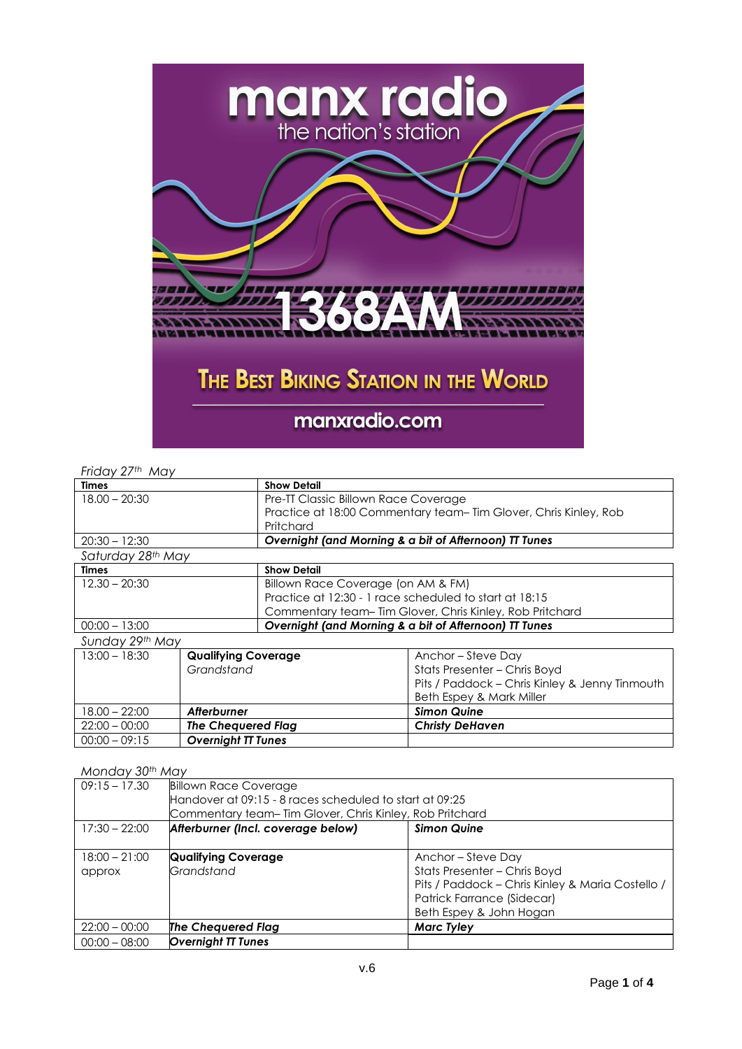manx radio
the nation's station

1368AM

THE BEST BIKING STATION IN THE WORLD

manxradio.com

*Friday 27th May*

| Times | Show Detail |
|---|---|
| 18.00 – 20:30 | Pre-TT Classic Billown Race Coverage<br>Practice at 18:00 Commentary team– Tim Glover, Chris Kinley, Rob Pritchard |
| 20:30 – 12:30 | ***Overnight (and Morning & a bit of Afternoon) TT Tunes*** |

*Saturday 28th May*

| Times | Show Detail |
|---|---|
| 12.30 – 20:30 | Billown Race Coverage (on AM & FM)<br>Practice at 12:30 - 1 race scheduled to start at 18:15<br>Commentary team– Tim Glover, Chris Kinley, Rob Pritchard |
| 00:00 – 13:00 | ***Overnight (and Morning & a bit of Afternoon) TT Tunes*** |

*Sunday 29th May*

| | | |
|---|---|---|
| 13:00 – 18:30 | **Qualifying Coverage**<br>*Grandstand* | Anchor – Steve Day<br>Stats Presenter – Chris Boyd<br>Pits / Paddock – Chris Kinley & Jenny Tinmouth<br>Beth Espey & Mark Miller |
| 18.00 – 22:00 | ***Afterburner*** | ***Simon Quine*** |
| 22:00 – 00:00 | ***The Chequered Flag*** | ***Christy DeHaven*** |
| 00:00 – 09:15 | ***Overnight TT Tunes*** | |

*Monday 30th May*

| | | |
|---|---|---|
| 09:15 – 17.30 | Billown Race Coverage<br>Handover at 09:15 - 8 races scheduled to start at 09:25<br>Commentary team– Tim Glover, Chris Kinley, Rob Pritchard | |
| 17:30 – 22:00 | ***Afterburner (Incl. coverage below)*** | ***Simon Quine*** |
| 18:00 – 21:00 approx | **Qualifying Coverage**<br>*Grandstand* | Anchor – Steve Day<br>Stats Presenter – Chris Boyd<br>Pits / Paddock – Chris Kinley & Maria Costello / Patrick Farrance (Sidecar)<br>Beth Espey & John Hogan |
| 22:00 – 00:00 | ***The Chequered Flag*** | ***Marc Tyley*** |
| 00:00 – 08:00 | ***Overnight TT Tunes*** | |

v.6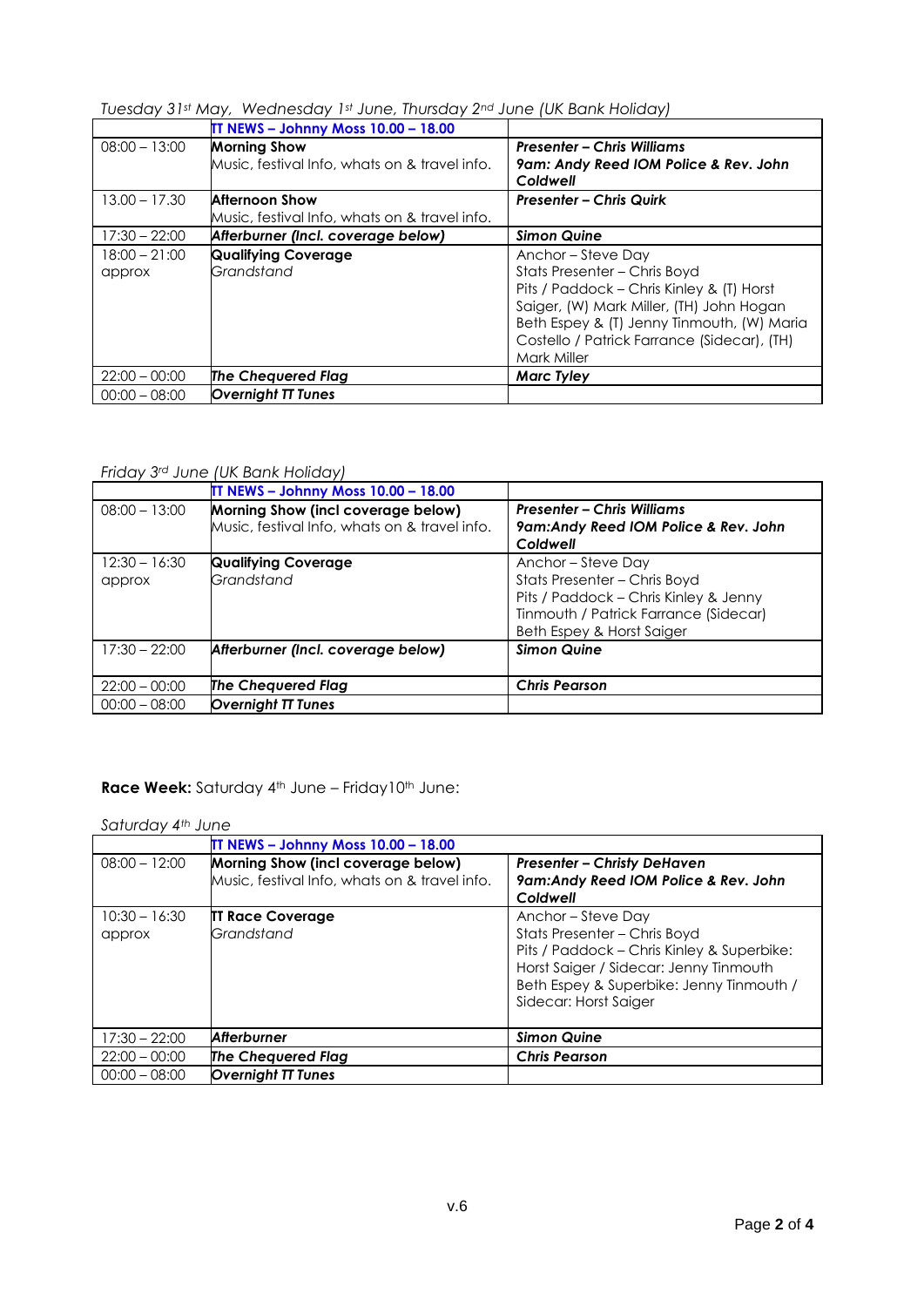*Tuesday 31st May, Wednesday 1st June, Thursday 2nd June (UK Bank Holiday)*

| | **TT NEWS – Johnny Moss 10.00 – 18.00** | |
|---|---|---|
| 08:00 – 13:00 | **Morning Show**<br>Music, festival Info, whats on & travel info. | ***Presenter – Chris Williams***<br>***9am: Andy Reed IOM Police & Rev. John Coldwell*** |
| 13.00 – 17.30 | **Afternoon Show**<br>Music, festival Info, whats on & travel info. | ***Presenter – Chris Quirk*** |
| 17:30 – 22:00 | ***Afterburner (Incl. coverage below)*** | ***Simon Quine*** |
| 18:00 – 21:00 approx | **Qualifying Coverage**<br>*Grandstand* | Anchor – Steve Day<br>Stats Presenter – Chris Boyd<br>Pits / Paddock – Chris Kinley & (T) Horst Saiger, (W) Mark Miller, (TH) John Hogan<br>Beth Espey & (T) Jenny Tinmouth, (W) Maria Costello / Patrick Farrance (Sidecar), (TH) Mark Miller |
| 22:00 – 00:00 | ***The Chequered Flag*** | ***Marc Tyley*** |
| 00:00 – 08:00 | ***Overnight TT Tunes*** | |

*Friday 3rd June (UK Bank Holiday)*

| | **TT NEWS – Johnny Moss 10.00 – 18.00** | |
|---|---|---|
| 08:00 – 13:00 | **Morning Show (incl coverage below)**<br>Music, festival Info, whats on & travel info. | ***Presenter – Chris Williams***<br>***9am:Andy Reed IOM Police & Rev. John Coldwell*** |
| 12:30 – 16:30 approx | **Qualifying Coverage**<br>*Grandstand* | Anchor – Steve Day<br>Stats Presenter – Chris Boyd<br>Pits / Paddock – Chris Kinley & Jenny Tinmouth / Patrick Farrance (Sidecar)<br>Beth Espey & Horst Saiger |
| 17:30 – 22:00 | ***Afterburner (Incl. coverage below)*** | ***Simon Quine*** |
| 22:00 – 00:00 | ***The Chequered Flag*** | ***Chris Pearson*** |
| 00:00 – 08:00 | ***Overnight TT Tunes*** | |

**Race Week:** Saturday 4th June – Friday10th June:

*Saturday 4th June*

| | **TT NEWS – Johnny Moss 10.00 – 18.00** | |
|---|---|---|
| 08:00 – 12:00 | **Morning Show (incl coverage below)**<br>Music, festival Info, whats on & travel info. | ***Presenter – Christy DeHaven***<br>***9am:Andy Reed IOM Police & Rev. John Coldwell*** |
| 10:30 – 16:30 approx | **TT Race Coverage**<br>*Grandstand* | Anchor – Steve Day<br>Stats Presenter – Chris Boyd<br>Pits / Paddock – Chris Kinley & Superbike: Horst Saiger / Sidecar: Jenny Tinmouth<br>Beth Espey & Superbike: Jenny Tinmouth / Sidecar: Horst Saiger |
| 17:30 – 22:00 | ***Afterburner*** | ***Simon Quine*** |
| 22:00 – 00:00 | ***The Chequered Flag*** | ***Chris Pearson*** |
| 00:00 – 08:00 | ***Overnight TT Tunes*** | |

v.6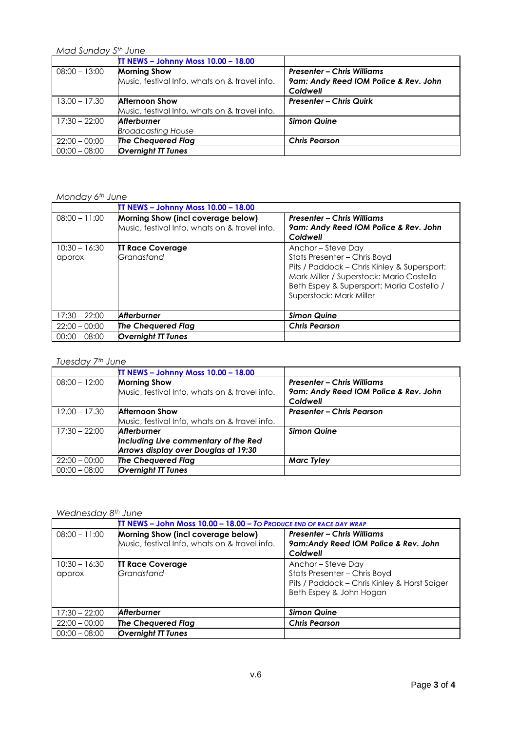*Mad Sunday 5th June*

| | **TT NEWS – Johnny Moss 10.00 – 18.00** | |
|---|---|---|
| 08:00 – 13:00 | **Morning Show**<br>Music, festival Info, whats on & travel info. | ***Presenter – Chris Williams***<br>***9am: Andy Reed IOM Police & Rev. John Coldwell*** |
| 13.00 – 17.30 | **Afternoon Show**<br>Music, festival Info, whats on & travel info. | ***Presenter – Chris Quirk*** |
| 17:30 – 22:00 | ***Afterburner***<br>*Broadcasting House* | ***Simon Quine*** |
| 22:00 – 00:00 | ***The Chequered Flag*** | ***Chris Pearson*** |
| 00:00 – 08:00 | ***Overnight TT Tunes*** | |

*Monday 6th June*

| | **TT NEWS – Johnny Moss 10.00 – 18.00** | |
|---|---|---|
| 08:00 – 11:00 | **Morning Show (incl coverage below)**<br>Music, festival Info, whats on & travel info. | ***Presenter – Chris Williams***<br>***9am: Andy Reed IOM Police & Rev. John Coldwell*** |
| 10:30 – 16:30 approx | **TT Race Coverage**<br>*Grandstand* | Anchor – Steve Day<br>Stats Presenter – Chris Boyd<br>Pits / Paddock – Chris Kinley & Supersport: Mark Miller / Superstock: Mario Costello<br>Beth Espey & Supersport: Maria Costello / Superstock: Mark Miller |
| 17:30 – 22:00 | ***Afterburner*** | ***Simon Quine*** |
| 22:00 – 00:00 | ***The Chequered Flag*** | ***Chris Pearson*** |
| 00:00 – 08:00 | ***Overnight TT Tunes*** | |

*Tuesday 7th June*

| | **TT NEWS – Johnny Moss 10.00 – 18.00** | |
|---|---|---|
| 08:00 – 12:00 | **Morning Show**<br>Music, festival Info, whats on & travel info. | ***Presenter – Chris Williams***<br>***9am: Andy Reed IOM Police & Rev. John Coldwell*** |
| 12.00 – 17.30 | **Afternoon Show**<br>Music, festival Info, whats on & travel info. | ***Presenter – Chris Pearson*** |
| 17:30 – 22:00 | ***Afterburner***<br>***Including Live commentary of the Red Arrows display over Douglas at 19:30*** | ***Simon Quine*** |
| 22:00 – 00:00 | ***The Chequered Flag*** | ***Marc Tyley*** |
| 00:00 – 08:00 | ***Overnight TT Tunes*** | |

*Wednesday 8th June*

| | **TT NEWS – John Moss 10.00 – 18.00 – *To Produce End of Race Day Wrap*** | |
|---|---|---|
| 08:00 – 11:00 | **Morning Show (incl coverage below)**<br>Music, festival Info, whats on & travel info. | ***Presenter – Chris Williams***<br>***9am:Andy Reed IOM Police & Rev. John Coldwell*** |
| 10:30 – 16:30 approx | **TT Race Coverage**<br>*Grandstand* | Anchor – Steve Day<br>Stats Presenter – Chris Boyd<br>Pits / Paddock – Chris Kinley & Horst Saiger<br>Beth Espey & John Hogan |
| 17:30 – 22:00 | ***Afterburner*** | ***Simon Quine*** |
| 22:00 – 00:00 | ***The Chequered Flag*** | ***Chris Pearson*** |
| 00:00 – 08:00 | ***Overnight TT Tunes*** | |

v.6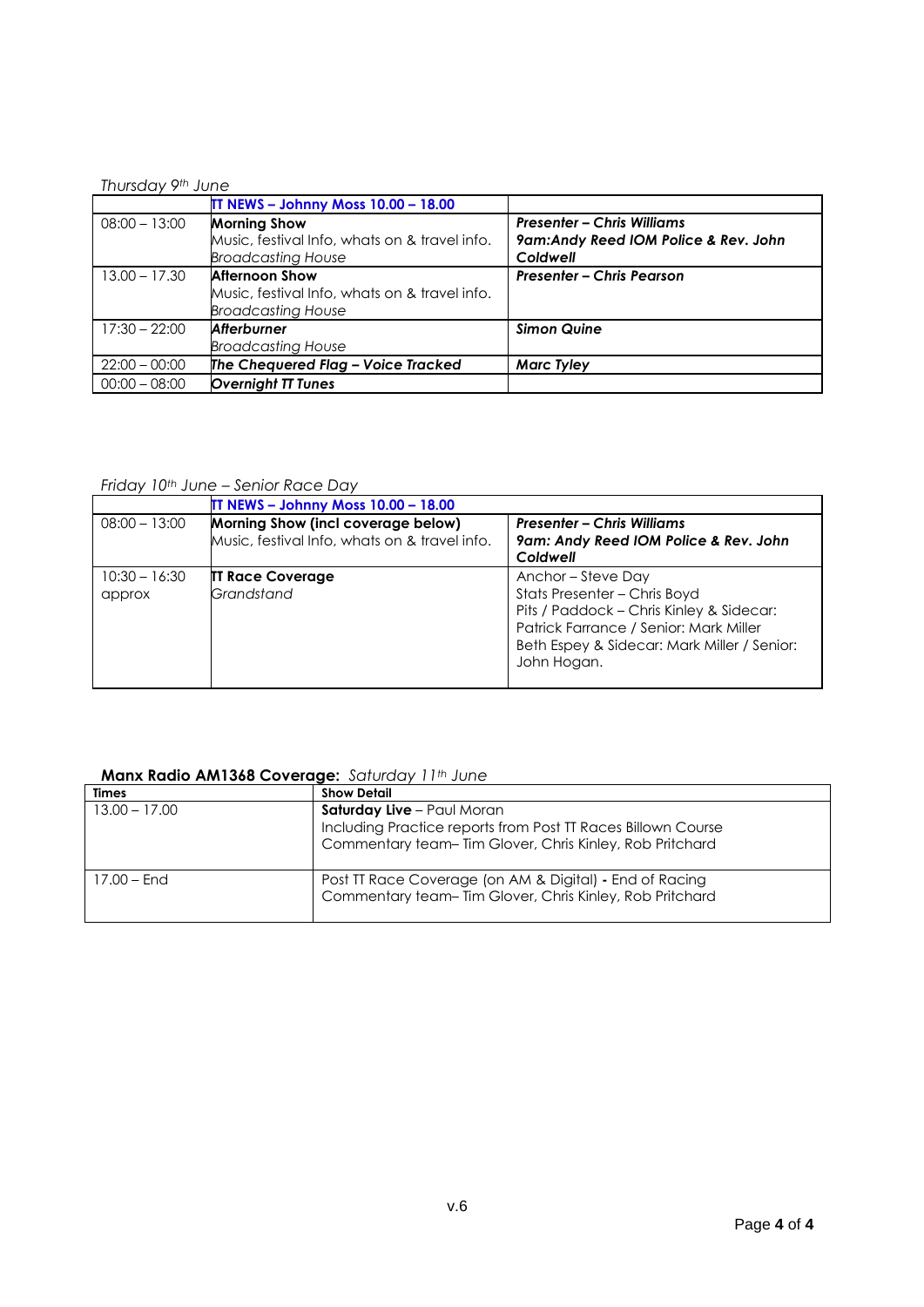*Thursday 9th June*

| | | |
|---|---|---|
| | **TT NEWS – Johnny Moss 10.00 – 18.00** | |
| 08:00 – 13:00 | **Morning Show**<br>Music, festival Info, whats on & travel info.<br>*Broadcasting House* | ***Presenter – Chris Williams***<br>***9am:Andy Reed IOM Police & Rev. John Coldwell*** |
| 13.00 – 17.30 | **Afternoon Show**<br>Music, festival Info, whats on & travel info.<br>*Broadcasting House* | ***Presenter – Chris Pearson*** |
| 17:30 – 22:00 | ***Afterburner***<br>*Broadcasting House* | ***Simon Quine*** |
| 22:00 – 00:00 | ***The Chequered Flag – Voice Tracked*** | ***Marc Tyley*** |
| 00:00 – 08:00 | ***Overnight TT Tunes*** | |

*Friday 10th June – Senior Race Day*

| | | |
|---|---|---|
| | **TT NEWS – Johnny Moss 10.00 – 18.00** | |
| 08:00 – 13:00 | **Morning Show (incl coverage below)**<br>Music, festival Info, whats on & travel info. | ***Presenter – Chris Williams***<br>***9am: Andy Reed IOM Police & Rev. John Coldwell*** |
| 10:30 – 16:30 approx | **TT Race Coverage**<br>*Grandstand* | Anchor – Steve Day<br>Stats Presenter – Chris Boyd<br>Pits / Paddock – Chris Kinley & Sidecar: Patrick Farrance / Senior: Mark Miller<br>Beth Espey & Sidecar: Mark Miller / Senior: John Hogan. |

**Manx Radio AM1368 Coverage:** *Saturday 11th June*

| Times | Show Detail |
|---|---|
| 13.00 – 17.00 | **Saturday Live** – Paul Moran<br>Including Practice reports from Post TT Races Billown Course<br>Commentary team– Tim Glover, Chris Kinley, Rob Pritchard |
| 17.00 – End | Post TT Race Coverage (on AM & Digital) **-** End of Racing<br>Commentary team– Tim Glover, Chris Kinley, Rob Pritchard |

v.6